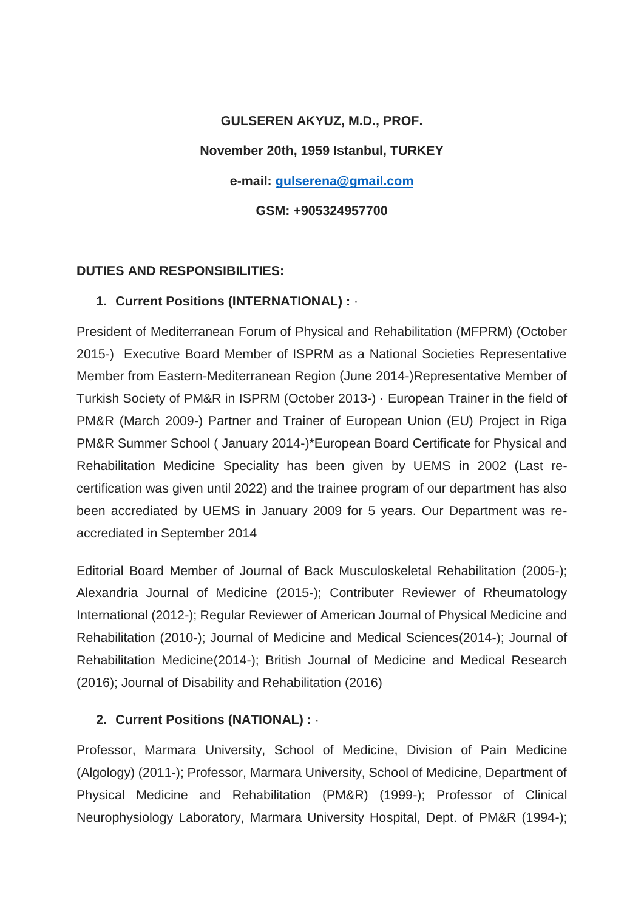**GULSEREN AKYUZ, M.D., PROF.**

**November 20th, 1959 Istanbul, TURKEY**

**e-mail: gulserena@gmail.com**

**GSM: +905324957700**

**DUTIES AND RESPONSIBILITIES:**

1. **Current Positions (INTERNATIONAL) :** ·

President of Mediterranean Forum of Physical and Rehabilitation (MFPRM) (October 2015-) Executive Board Member of ISPRM as a National Societies Representative Member from Eastern-Mediterranean Region (June 2014-)Representative Member of Turkish Society of PM&R in ISPRM (October 2013-) · European Trainer in the field of PM&R (March 2009-) Partner and Trainer of European Union (EU) Project in Riga PM&R Summer School ( January 2014-)*European Board Certificate for Physical and Rehabilitation Medicine Speciality has been given by UEMS in 2002 (Last re-certification was given until 2022) and the trainee program of our department has also been accrediated by UEMS in January 2009 for 5 years. Our Department was re-accrediated in September 2014

Editorial Board Member of Journal of Back Musculoskeletal Rehabilitation (2005-); Alexandria Journal of Medicine (2015-); Contributer Reviewer of Rheumatology International (2012-); Regular Reviewer of American Journal of Physical Medicine and Rehabilitation (2010-); Journal of Medicine and Medical Sciences(2014-); Journal of Rehabilitation Medicine(2014-); British Journal of Medicine and Medical Research (2016); Journal of Disability and Rehabilitation (2016)

2. **Current Positions (NATIONAL) :** ·

Professor, Marmara University, School of Medicine, Division of Pain Medicine (Algology) (2011-); Professor, Marmara University, School of Medicine, Department of Physical Medicine and Rehabilitation (PM&R) (1999-); Professor of Clinical Neurophysiology Laboratory, Marmara University Hospital, Dept. of PM&R (1994-);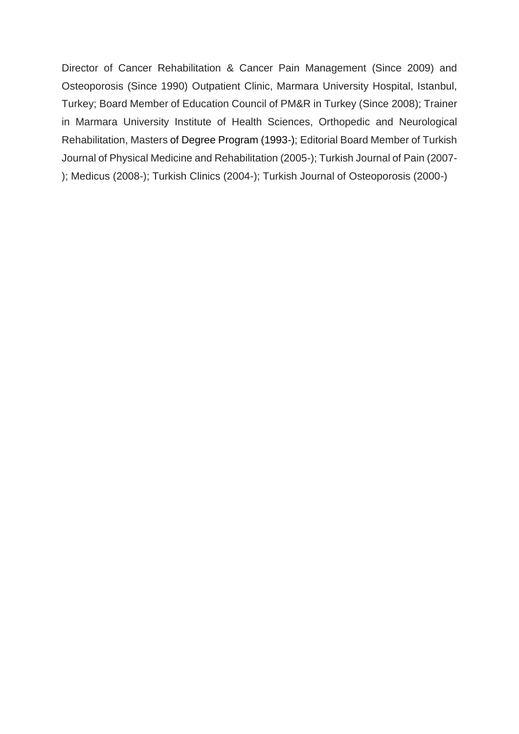Director of Cancer Rehabilitation & Cancer Pain Management (Since 2009) and Osteoporosis (Since 1990) Outpatient Clinic, Marmara University Hospital, Istanbul, Turkey; Board Member of Education Council of PM&R in Turkey (Since 2008); Trainer in Marmara University Institute of Health Sciences, Orthopedic and Neurological Rehabilitation, Masters of Degree Program (1993-); Editorial Board Member of Turkish Journal of Physical Medicine and Rehabilitation (2005-); Turkish Journal of Pain (2007-); Medicus (2008-); Turkish Clinics (2004-); Turkish Journal of Osteoporosis (2000-)